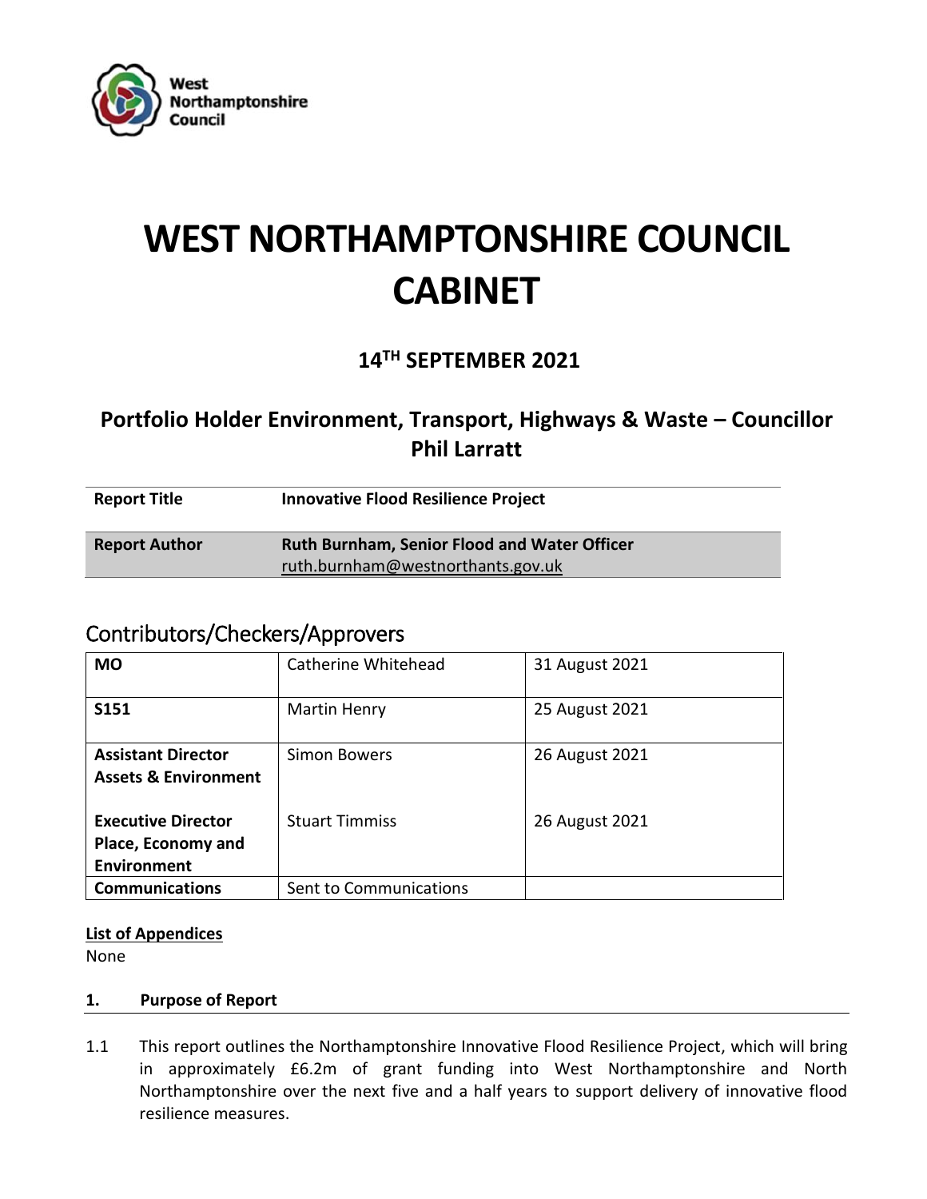West Northamptonshire Council

# WEST NORTHAMPTONSHIRE COUNCIL CABINET

## 14TH SEPTEMBER 2021

## Portfolio Holder Environment, Transport, Highways & Waste – Councillor Phil Larratt

| | |
|---|---|
| **Report Title** | **Innovative Flood Resilience Project** |
| **Report Author** | **Ruth Burnham, Senior Flood and Water Officer** ruth.burnham@westnorthants.gov.uk |

## Contributors/Checkers/Approvers

| | | |
|---|---|---|
| **MO** | Catherine Whitehead | 31 August 2021 |
| **S151** | Martin Henry | 25 August 2021 |
| **Assistant Director Assets & Environment** | Simon Bowers | 26 August 2021 |
| **Executive Director Place, Economy and Environment** | Stuart Timmiss | 26 August 2021 |
| **Communications** | Sent to Communications | |

**List of Appendices**

None

### 1. Purpose of Report

1.1 This report outlines the Northamptonshire Innovative Flood Resilience Project, which will bring in approximately £6.2m of grant funding into West Northamptonshire and North Northamptonshire over the next five and a half years to support delivery of innovative flood resilience measures.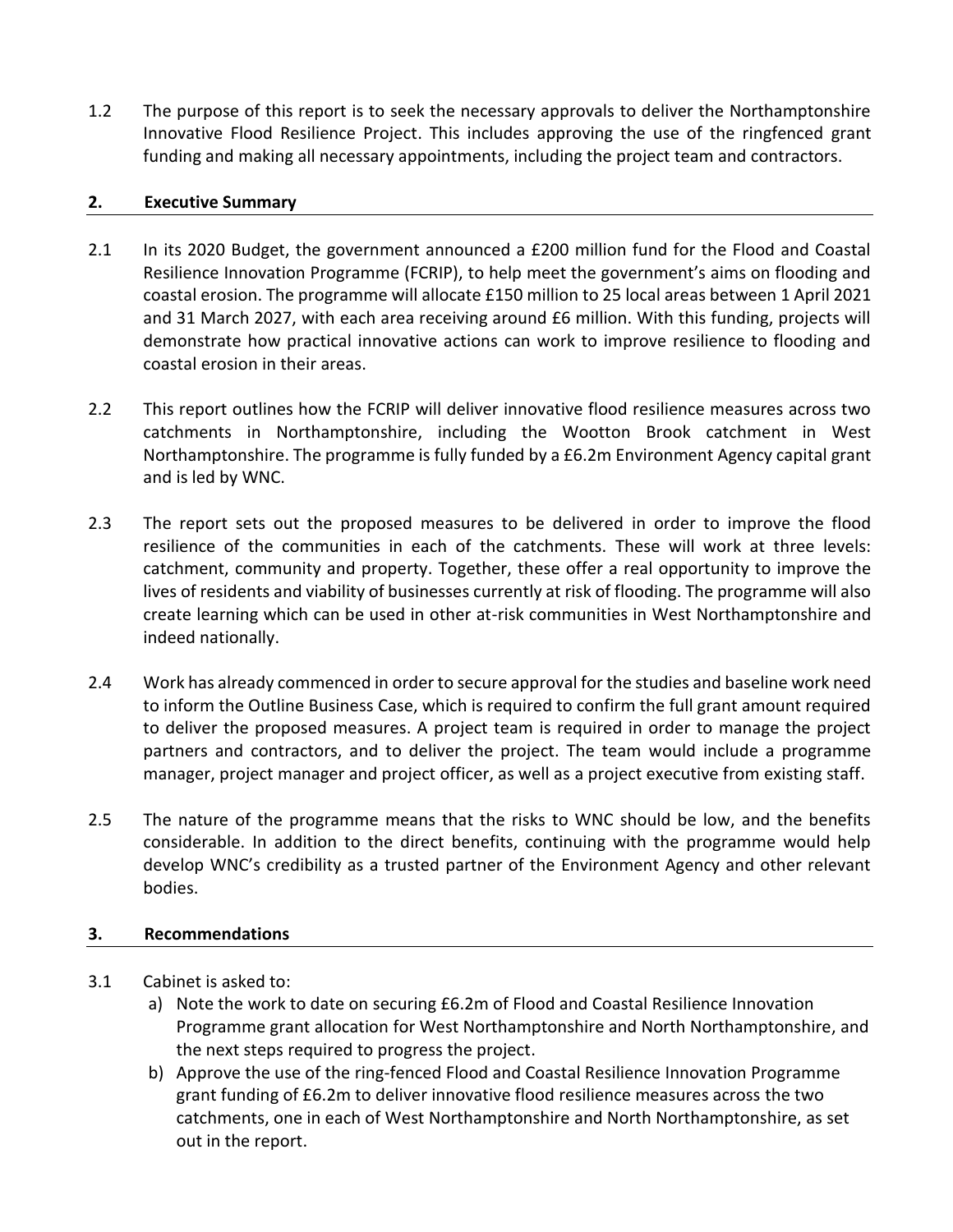1.2 The purpose of this report is to seek the necessary approvals to deliver the Northamptonshire Innovative Flood Resilience Project. This includes approving the use of the ringfenced grant funding and making all necessary appointments, including the project team and contractors.

## 2. Executive Summary

2.1 In its 2020 Budget, the government announced a £200 million fund for the Flood and Coastal Resilience Innovation Programme (FCRIP), to help meet the government's aims on flooding and coastal erosion. The programme will allocate £150 million to 25 local areas between 1 April 2021 and 31 March 2027, with each area receiving around £6 million. With this funding, projects will demonstrate how practical innovative actions can work to improve resilience to flooding and coastal erosion in their areas.

2.2 This report outlines how the FCRIP will deliver innovative flood resilience measures across two catchments in Northamptonshire, including the Wootton Brook catchment in West Northamptonshire. The programme is fully funded by a £6.2m Environment Agency capital grant and is led by WNC.

2.3 The report sets out the proposed measures to be delivered in order to improve the flood resilience of the communities in each of the catchments. These will work at three levels: catchment, community and property. Together, these offer a real opportunity to improve the lives of residents and viability of businesses currently at risk of flooding. The programme will also create learning which can be used in other at-risk communities in West Northamptonshire and indeed nationally.

2.4 Work has already commenced in order to secure approval for the studies and baseline work need to inform the Outline Business Case, which is required to confirm the full grant amount required to deliver the proposed measures. A project team is required in order to manage the project partners and contractors, and to deliver the project. The team would include a programme manager, project manager and project officer, as well as a project executive from existing staff.

2.5 The nature of the programme means that the risks to WNC should be low, and the benefits considerable. In addition to the direct benefits, continuing with the programme would help develop WNC's credibility as a trusted partner of the Environment Agency and other relevant bodies.

## 3. Recommendations

3.1 Cabinet is asked to:

a) Note the work to date on securing £6.2m of Flood and Coastal Resilience Innovation Programme grant allocation for West Northamptonshire and North Northamptonshire, and the next steps required to progress the project.

b) Approve the use of the ring-fenced Flood and Coastal Resilience Innovation Programme grant funding of £6.2m to deliver innovative flood resilience measures across the two catchments, one in each of West Northamptonshire and North Northamptonshire, as set out in the report.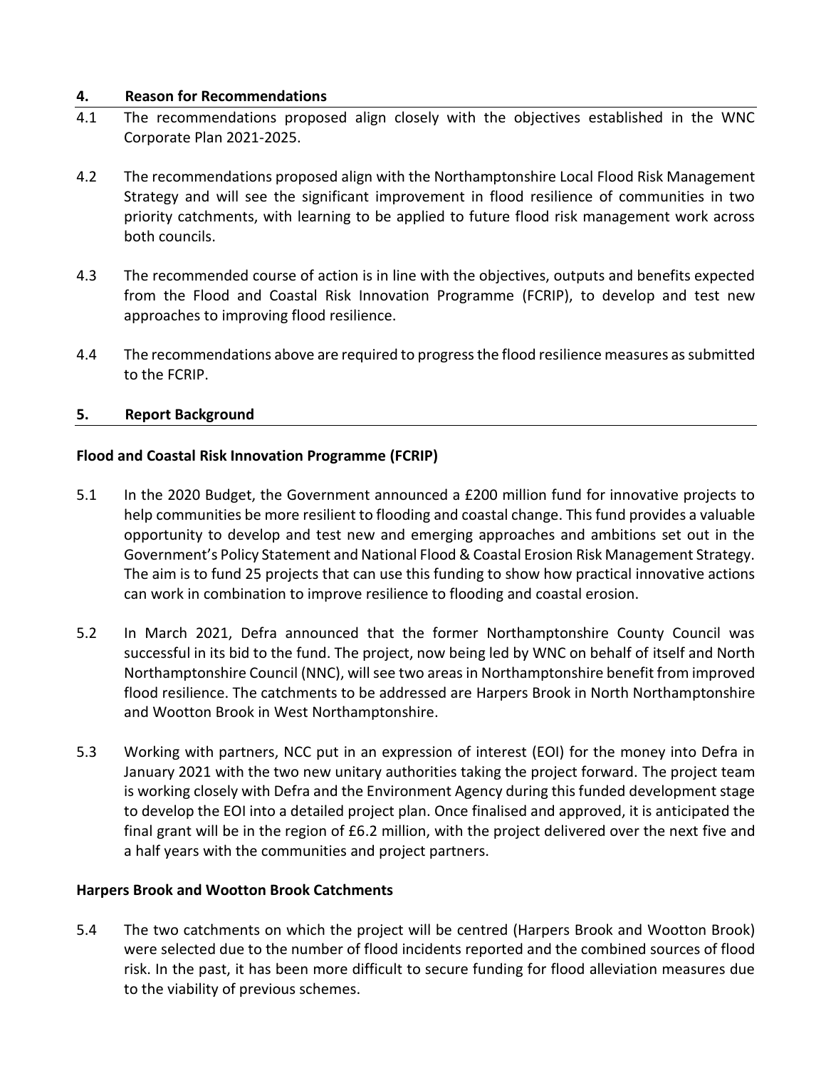## 4. Reason for Recommendations

4.1 The recommendations proposed align closely with the objectives established in the WNC Corporate Plan 2021-2025.

4.2 The recommendations proposed align with the Northamptonshire Local Flood Risk Management Strategy and will see the significant improvement in flood resilience of communities in two priority catchments, with learning to be applied to future flood risk management work across both councils.

4.3 The recommended course of action is in line with the objectives, outputs and benefits expected from the Flood and Coastal Risk Innovation Programme (FCRIP), to develop and test new approaches to improving flood resilience.

4.4 The recommendations above are required to progress the flood resilience measures as submitted to the FCRIP.

## 5. Report Background

**Flood and Coastal Risk Innovation Programme (FCRIP)**

5.1 In the 2020 Budget, the Government announced a £200 million fund for innovative projects to help communities be more resilient to flooding and coastal change. This fund provides a valuable opportunity to develop and test new and emerging approaches and ambitions set out in the Government's Policy Statement and National Flood & Coastal Erosion Risk Management Strategy. The aim is to fund 25 projects that can use this funding to show how practical innovative actions can work in combination to improve resilience to flooding and coastal erosion.

5.2 In March 2021, Defra announced that the former Northamptonshire County Council was successful in its bid to the fund. The project, now being led by WNC on behalf of itself and North Northamptonshire Council (NNC), will see two areas in Northamptonshire benefit from improved flood resilience. The catchments to be addressed are Harpers Brook in North Northamptonshire and Wootton Brook in West Northamptonshire.

5.3 Working with partners, NCC put in an expression of interest (EOI) for the money into Defra in January 2021 with the two new unitary authorities taking the project forward. The project team is working closely with Defra and the Environment Agency during this funded development stage to develop the EOI into a detailed project plan. Once finalised and approved, it is anticipated the final grant will be in the region of £6.2 million, with the project delivered over the next five and a half years with the communities and project partners.

**Harpers Brook and Wootton Brook Catchments**

5.4 The two catchments on which the project will be centred (Harpers Brook and Wootton Brook) were selected due to the number of flood incidents reported and the combined sources of flood risk. In the past, it has been more difficult to secure funding for flood alleviation measures due to the viability of previous schemes.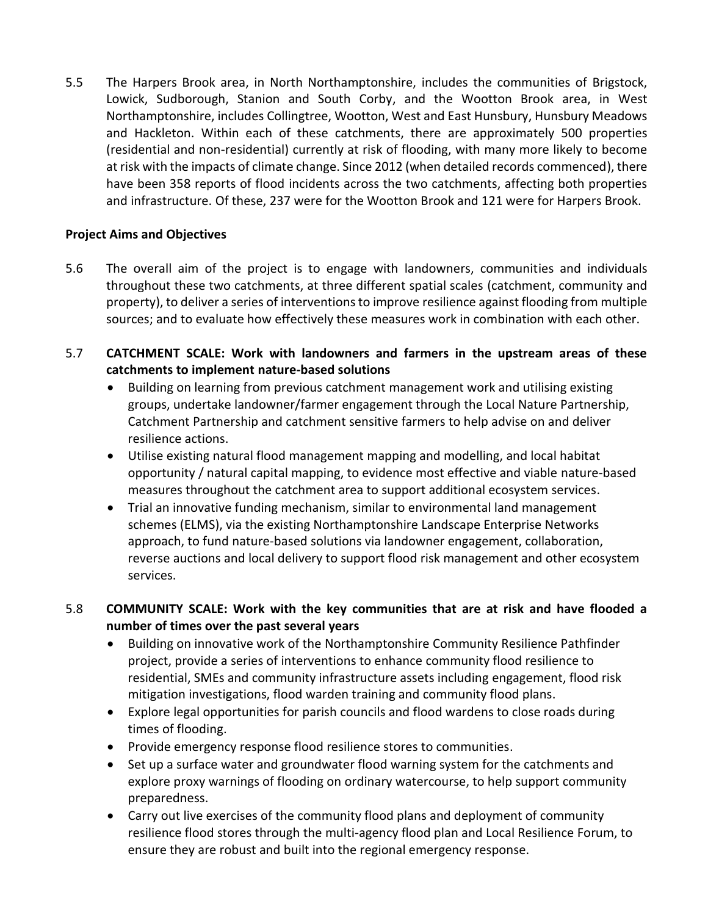5.5 The Harpers Brook area, in North Northamptonshire, includes the communities of Brigstock, Lowick, Sudborough, Stanion and South Corby, and the Wootton Brook area, in West Northamptonshire, includes Collingtree, Wootton, West and East Hunsbury, Hunsbury Meadows and Hackleton. Within each of these catchments, there are approximately 500 properties (residential and non-residential) currently at risk of flooding, with many more likely to become at risk with the impacts of climate change. Since 2012 (when detailed records commenced), there have been 358 reports of flood incidents across the two catchments, affecting both properties and infrastructure. Of these, 237 were for the Wootton Brook and 121 were for Harpers Brook.

**Project Aims and Objectives**

5.6 The overall aim of the project is to engage with landowners, communities and individuals throughout these two catchments, at three different spatial scales (catchment, community and property), to deliver a series of interventions to improve resilience against flooding from multiple sources; and to evaluate how effectively these measures work in combination with each other.

5.7 **CATCHMENT SCALE: Work with landowners and farmers in the upstream areas of these catchments to implement nature-based solutions**

- Building on learning from previous catchment management work and utilising existing groups, undertake landowner/farmer engagement through the Local Nature Partnership, Catchment Partnership and catchment sensitive farmers to help advise on and deliver resilience actions.
- Utilise existing natural flood management mapping and modelling, and local habitat opportunity / natural capital mapping, to evidence most effective and viable nature-based measures throughout the catchment area to support additional ecosystem services.
- Trial an innovative funding mechanism, similar to environmental land management schemes (ELMS), via the existing Northamptonshire Landscape Enterprise Networks approach, to fund nature-based solutions via landowner engagement, collaboration, reverse auctions and local delivery to support flood risk management and other ecosystem services.

5.8 **COMMUNITY SCALE: Work with the key communities that are at risk and have flooded a number of times over the past several years**

- Building on innovative work of the Northamptonshire Community Resilience Pathfinder project, provide a series of interventions to enhance community flood resilience to residential, SMEs and community infrastructure assets including engagement, flood risk mitigation investigations, flood warden training and community flood plans.
- Explore legal opportunities for parish councils and flood wardens to close roads during times of flooding.
- Provide emergency response flood resilience stores to communities.
- Set up a surface water and groundwater flood warning system for the catchments and explore proxy warnings of flooding on ordinary watercourse, to help support community preparedness.
- Carry out live exercises of the community flood plans and deployment of community resilience flood stores through the multi-agency flood plan and Local Resilience Forum, to ensure they are robust and built into the regional emergency response.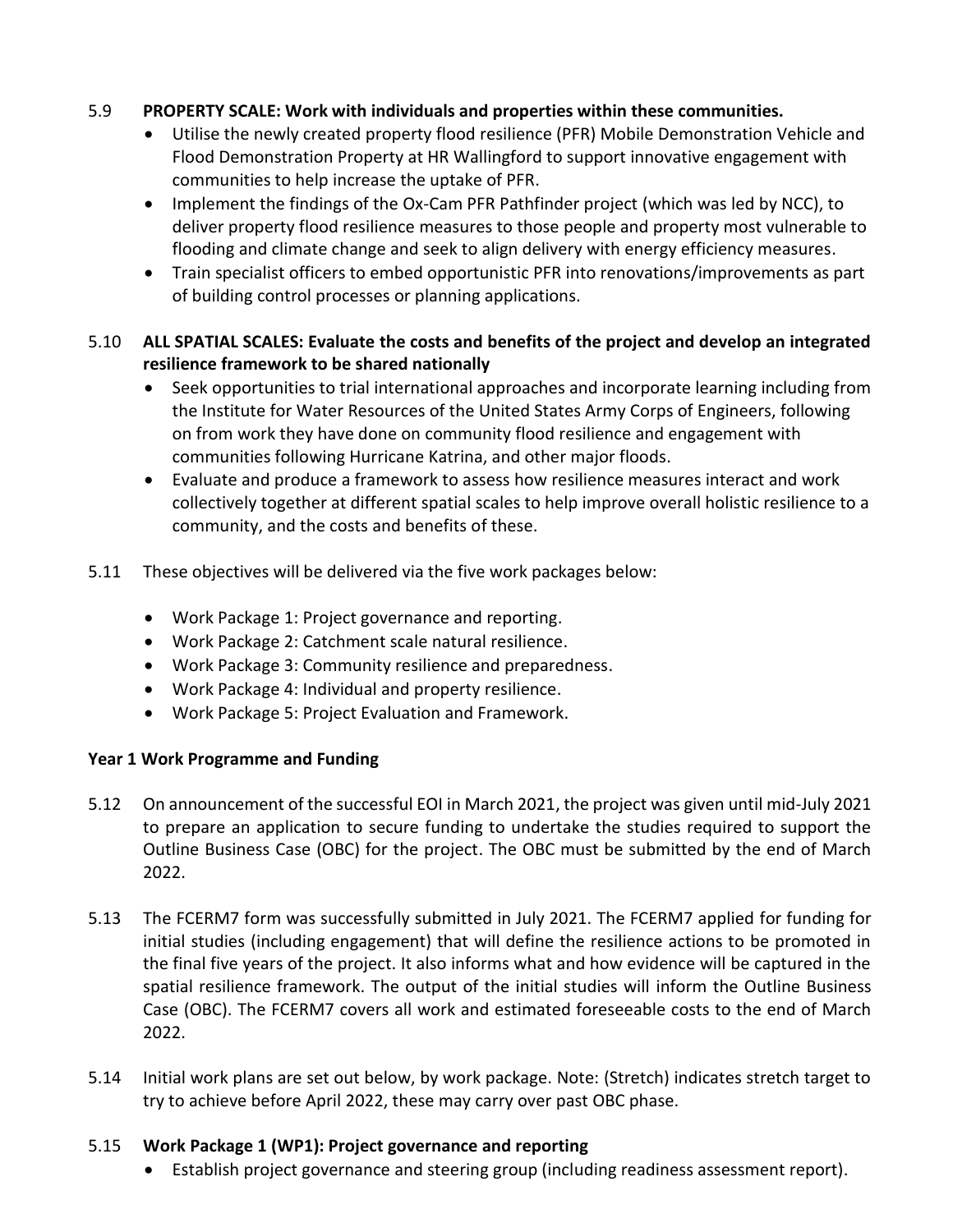5.9 **PROPERTY SCALE: Work with individuals and properties within these communities.**

- Utilise the newly created property flood resilience (PFR) Mobile Demonstration Vehicle and Flood Demonstration Property at HR Wallingford to support innovative engagement with communities to help increase the uptake of PFR.
- Implement the findings of the Ox-Cam PFR Pathfinder project (which was led by NCC), to deliver property flood resilience measures to those people and property most vulnerable to flooding and climate change and seek to align delivery with energy efficiency measures.
- Train specialist officers to embed opportunistic PFR into renovations/improvements as part of building control processes or planning applications.

5.10 **ALL SPATIAL SCALES: Evaluate the costs and benefits of the project and develop an integrated resilience framework to be shared nationally**

- Seek opportunities to trial international approaches and incorporate learning including from the Institute for Water Resources of the United States Army Corps of Engineers, following on from work they have done on community flood resilience and engagement with communities following Hurricane Katrina, and other major floods.
- Evaluate and produce a framework to assess how resilience measures interact and work collectively together at different spatial scales to help improve overall holistic resilience to a community, and the costs and benefits of these.

5.11 These objectives will be delivered via the five work packages below:

- Work Package 1: Project governance and reporting.
- Work Package 2: Catchment scale natural resilience.
- Work Package 3: Community resilience and preparedness.
- Work Package 4: Individual and property resilience.
- Work Package 5: Project Evaluation and Framework.

**Year 1 Work Programme and Funding**

5.12 On announcement of the successful EOI in March 2021, the project was given until mid-July 2021 to prepare an application to secure funding to undertake the studies required to support the Outline Business Case (OBC) for the project. The OBC must be submitted by the end of March 2022.

5.13 The FCERM7 form was successfully submitted in July 2021. The FCERM7 applied for funding for initial studies (including engagement) that will define the resilience actions to be promoted in the final five years of the project. It also informs what and how evidence will be captured in the spatial resilience framework. The output of the initial studies will inform the Outline Business Case (OBC). The FCERM7 covers all work and estimated foreseeable costs to the end of March 2022.

5.14 Initial work plans are set out below, by work package. Note: (Stretch) indicates stretch target to try to achieve before April 2022, these may carry over past OBC phase.

5.15 **Work Package 1 (WP1): Project governance and reporting**

- Establish project governance and steering group (including readiness assessment report).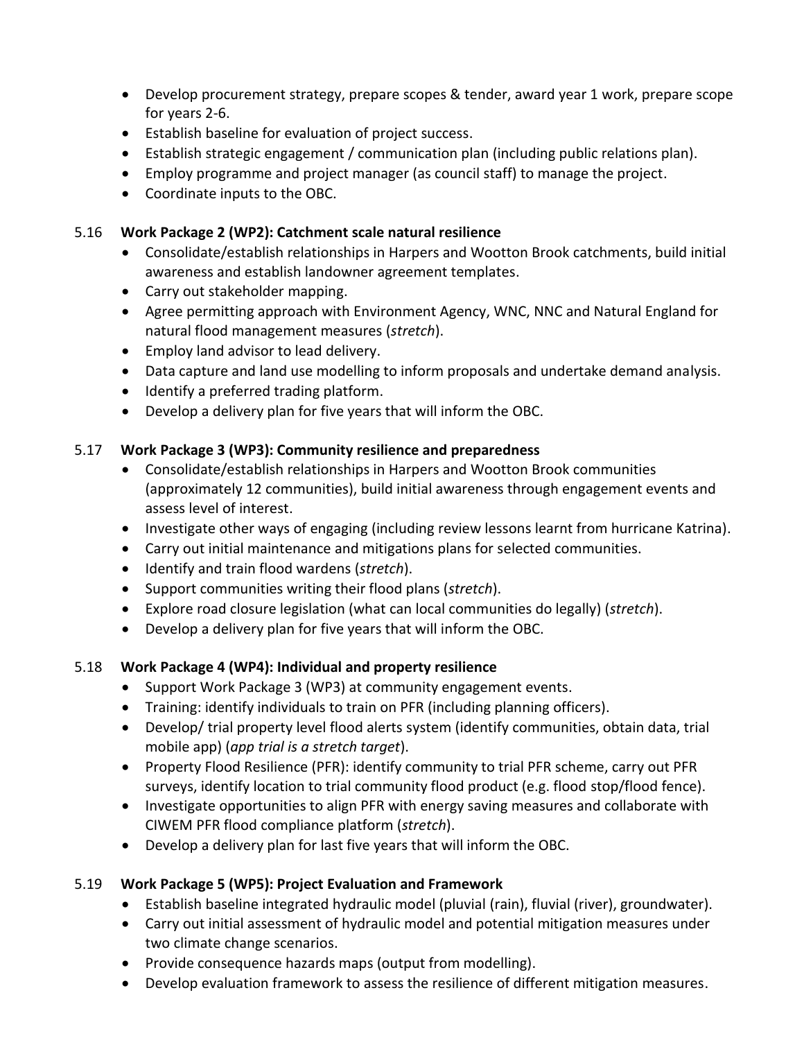- Develop procurement strategy, prepare scopes & tender, award year 1 work, prepare scope for years 2-6.
- Establish baseline for evaluation of project success.
- Establish strategic engagement / communication plan (including public relations plan).
- Employ programme and project manager (as council staff) to manage the project.
- Coordinate inputs to the OBC.

5.16 **Work Package 2 (WP2): Catchment scale natural resilience**

- Consolidate/establish relationships in Harpers and Wootton Brook catchments, build initial awareness and establish landowner agreement templates.
- Carry out stakeholder mapping.
- Agree permitting approach with Environment Agency, WNC, NNC and Natural England for natural flood management measures (*stretch*).
- Employ land advisor to lead delivery.
- Data capture and land use modelling to inform proposals and undertake demand analysis.
- Identify a preferred trading platform.
- Develop a delivery plan for five years that will inform the OBC.

5.17 **Work Package 3 (WP3): Community resilience and preparedness**

- Consolidate/establish relationships in Harpers and Wootton Brook communities (approximately 12 communities), build initial awareness through engagement events and assess level of interest.
- Investigate other ways of engaging (including review lessons learnt from hurricane Katrina).
- Carry out initial maintenance and mitigations plans for selected communities.
- Identify and train flood wardens (*stretch*).
- Support communities writing their flood plans (*stretch*).
- Explore road closure legislation (what can local communities do legally) (*stretch*).
- Develop a delivery plan for five years that will inform the OBC.

5.18 **Work Package 4 (WP4): Individual and property resilience**

- Support Work Package 3 (WP3) at community engagement events.
- Training: identify individuals to train on PFR (including planning officers).
- Develop/ trial property level flood alerts system (identify communities, obtain data, trial mobile app) (*app trial is a stretch target*).
- Property Flood Resilience (PFR): identify community to trial PFR scheme, carry out PFR surveys, identify location to trial community flood product (e.g. flood stop/flood fence).
- Investigate opportunities to align PFR with energy saving measures and collaborate with CIWEM PFR flood compliance platform (*stretch*).
- Develop a delivery plan for last five years that will inform the OBC.

5.19 **Work Package 5 (WP5): Project Evaluation and Framework**

- Establish baseline integrated hydraulic model (pluvial (rain), fluvial (river), groundwater).
- Carry out initial assessment of hydraulic model and potential mitigation measures under two climate change scenarios.
- Provide consequence hazards maps (output from modelling).
- Develop evaluation framework to assess the resilience of different mitigation measures.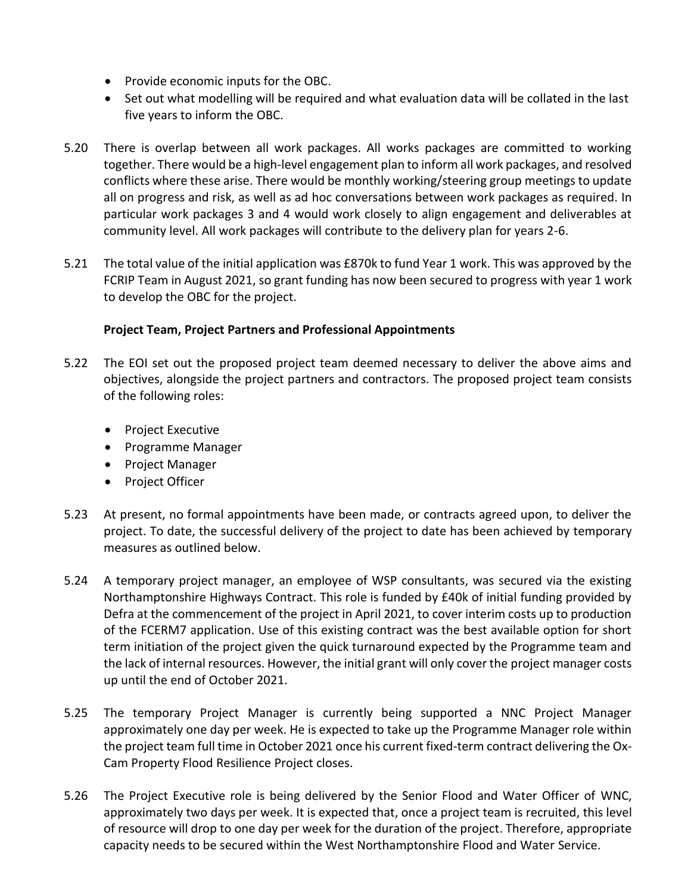- Provide economic inputs for the OBC.
- Set out what modelling will be required and what evaluation data will be collated in the last five years to inform the OBC.

5.20 There is overlap between all work packages. All works packages are committed to working together. There would be a high-level engagement plan to inform all work packages, and resolved conflicts where these arise. There would be monthly working/steering group meetings to update all on progress and risk, as well as ad hoc conversations between work packages as required. In particular work packages 3 and 4 would work closely to align engagement and deliverables at community level. All work packages will contribute to the delivery plan for years 2-6.

5.21 The total value of the initial application was £870k to fund Year 1 work. This was approved by the FCRIP Team in August 2021, so grant funding has now been secured to progress with year 1 work to develop the OBC for the project.

**Project Team, Project Partners and Professional Appointments**

5.22 The EOI set out the proposed project team deemed necessary to deliver the above aims and objectives, alongside the project partners and contractors. The proposed project team consists of the following roles:

- Project Executive
- Programme Manager
- Project Manager
- Project Officer

5.23 At present, no formal appointments have been made, or contracts agreed upon, to deliver the project. To date, the successful delivery of the project to date has been achieved by temporary measures as outlined below.

5.24 A temporary project manager, an employee of WSP consultants, was secured via the existing Northamptonshire Highways Contract. This role is funded by £40k of initial funding provided by Defra at the commencement of the project in April 2021, to cover interim costs up to production of the FCERM7 application. Use of this existing contract was the best available option for short term initiation of the project given the quick turnaround expected by the Programme team and the lack of internal resources. However, the initial grant will only cover the project manager costs up until the end of October 2021.

5.25 The temporary Project Manager is currently being supported a NNC Project Manager approximately one day per week. He is expected to take up the Programme Manager role within the project team full time in October 2021 once his current fixed-term contract delivering the Ox-Cam Property Flood Resilience Project closes.

5.26 The Project Executive role is being delivered by the Senior Flood and Water Officer of WNC, approximately two days per week. It is expected that, once a project team is recruited, this level of resource will drop to one day per week for the duration of the project. Therefore, appropriate capacity needs to be secured within the West Northamptonshire Flood and Water Service.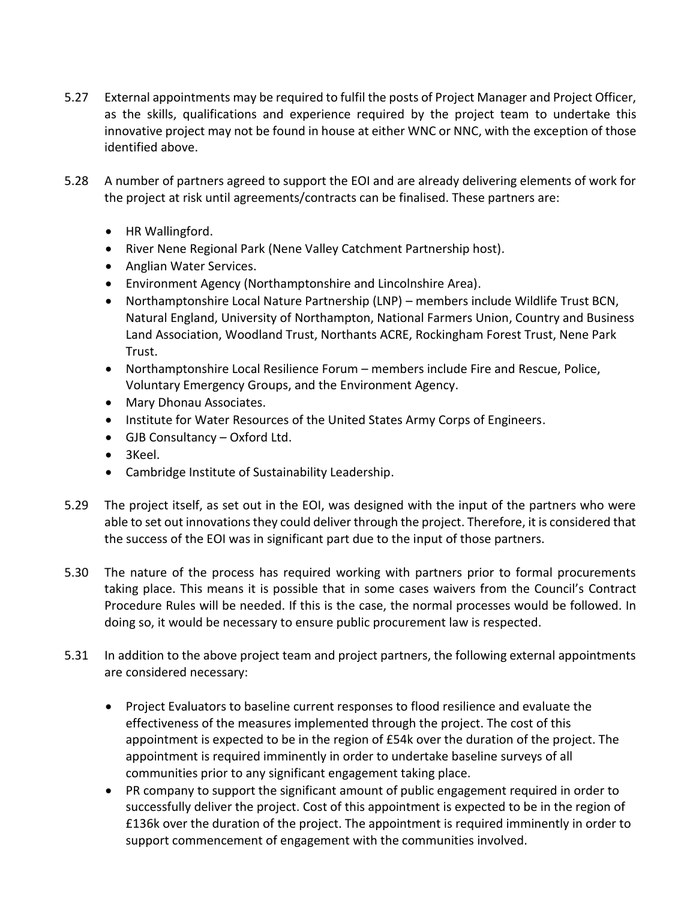5.27 External appointments may be required to fulfil the posts of Project Manager and Project Officer, as the skills, qualifications and experience required by the project team to undertake this innovative project may not be found in house at either WNC or NNC, with the exception of those identified above.

5.28 A number of partners agreed to support the EOI and are already delivering elements of work for the project at risk until agreements/contracts can be finalised. These partners are:

- HR Wallingford.
- River Nene Regional Park (Nene Valley Catchment Partnership host).
- Anglian Water Services.
- Environment Agency (Northamptonshire and Lincolnshire Area).
- Northamptonshire Local Nature Partnership (LNP) – members include Wildlife Trust BCN, Natural England, University of Northampton, National Farmers Union, Country and Business Land Association, Woodland Trust, Northants ACRE, Rockingham Forest Trust, Nene Park Trust.
- Northamptonshire Local Resilience Forum – members include Fire and Rescue, Police, Voluntary Emergency Groups, and the Environment Agency.
- Mary Dhonau Associates.
- Institute for Water Resources of the United States Army Corps of Engineers.
- GJB Consultancy – Oxford Ltd.
- 3Keel.
- Cambridge Institute of Sustainability Leadership.

5.29 The project itself, as set out in the EOI, was designed with the input of the partners who were able to set out innovations they could deliver through the project. Therefore, it is considered that the success of the EOI was in significant part due to the input of those partners.

5.30 The nature of the process has required working with partners prior to formal procurements taking place. This means it is possible that in some cases waivers from the Council's Contract Procedure Rules will be needed. If this is the case, the normal processes would be followed. In doing so, it would be necessary to ensure public procurement law is respected.

5.31 In addition to the above project team and project partners, the following external appointments are considered necessary:

- Project Evaluators to baseline current responses to flood resilience and evaluate the effectiveness of the measures implemented through the project. The cost of this appointment is expected to be in the region of £54k over the duration of the project. The appointment is required imminently in order to undertake baseline surveys of all communities prior to any significant engagement taking place.
- PR company to support the significant amount of public engagement required in order to successfully deliver the project. Cost of this appointment is expected to be in the region of £136k over the duration of the project. The appointment is required imminently in order to support commencement of engagement with the communities involved.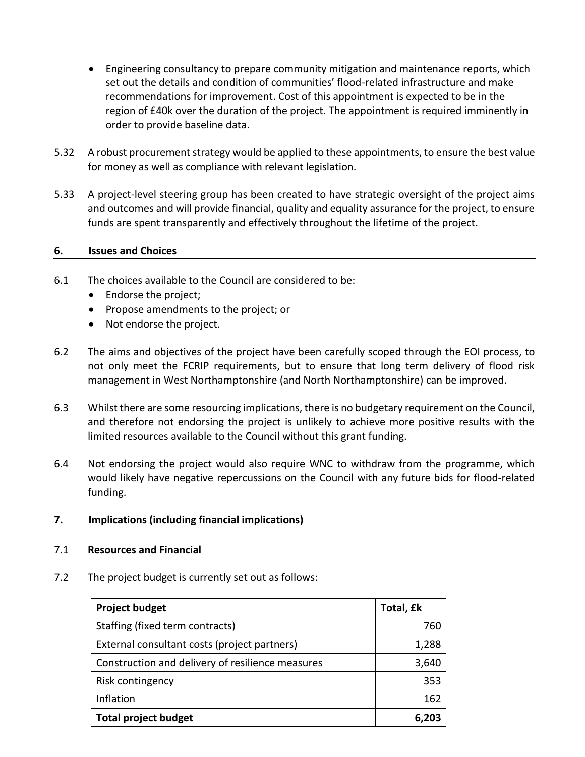- Engineering consultancy to prepare community mitigation and maintenance reports, which set out the details and condition of communities' flood-related infrastructure and make recommendations for improvement. Cost of this appointment is expected to be in the region of £40k over the duration of the project. The appointment is required imminently in order to provide baseline data.

5.32 A robust procurement strategy would be applied to these appointments, to ensure the best value for money as well as compliance with relevant legislation.

5.33 A project-level steering group has been created to have strategic oversight of the project aims and outcomes and will provide financial, quality and equality assurance for the project, to ensure funds are spent transparently and effectively throughout the lifetime of the project.

## 6. Issues and Choices

6.1 The choices available to the Council are considered to be:

- Endorse the project;
- Propose amendments to the project; or
- Not endorse the project.

6.2 The aims and objectives of the project have been carefully scoped through the EOI process, to not only meet the FCRIP requirements, but to ensure that long term delivery of flood risk management in West Northamptonshire (and North Northamptonshire) can be improved.

6.3 Whilst there are some resourcing implications, there is no budgetary requirement on the Council, and therefore not endorsing the project is unlikely to achieve more positive results with the limited resources available to the Council without this grant funding.

6.4 Not endorsing the project would also require WNC to withdraw from the programme, which would likely have negative repercussions on the Council with any future bids for flood-related funding.

## 7. Implications (including financial implications)

### 7.1 Resources and Financial

7.2 The project budget is currently set out as follows:

| Project budget | Total, £k |
| --- | ---: |
| Staffing (fixed term contracts) | 760 |
| External consultant costs (project partners) | 1,288 |
| Construction and delivery of resilience measures | 3,640 |
| Risk contingency | 353 |
| Inflation | 162 |
| **Total project budget** | **6,203** |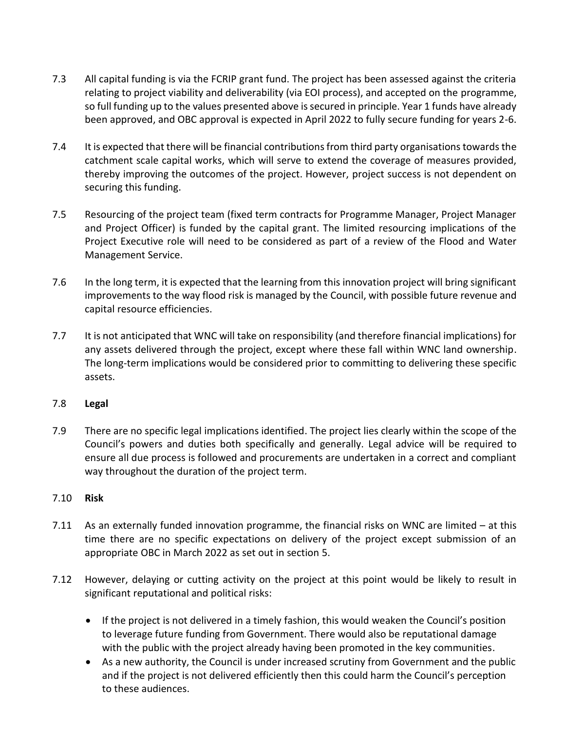7.3 All capital funding is via the FCRIP grant fund. The project has been assessed against the criteria relating to project viability and deliverability (via EOI process), and accepted on the programme, so full funding up to the values presented above is secured in principle. Year 1 funds have already been approved, and OBC approval is expected in April 2022 to fully secure funding for years 2-6.

7.4 It is expected that there will be financial contributions from third party organisations towards the catchment scale capital works, which will serve to extend the coverage of measures provided, thereby improving the outcomes of the project. However, project success is not dependent on securing this funding.

7.5 Resourcing of the project team (fixed term contracts for Programme Manager, Project Manager and Project Officer) is funded by the capital grant. The limited resourcing implications of the Project Executive role will need to be considered as part of a review of the Flood and Water Management Service.

7.6 In the long term, it is expected that the learning from this innovation project will bring significant improvements to the way flood risk is managed by the Council, with possible future revenue and capital resource efficiencies.

7.7 It is not anticipated that WNC will take on responsibility (and therefore financial implications) for any assets delivered through the project, except where these fall within WNC land ownership. The long-term implications would be considered prior to committing to delivering these specific assets.

7.8 **Legal**

7.9 There are no specific legal implications identified. The project lies clearly within the scope of the Council's powers and duties both specifically and generally. Legal advice will be required to ensure all due process is followed and procurements are undertaken in a correct and compliant way throughout the duration of the project term.

7.10 **Risk**

7.11 As an externally funded innovation programme, the financial risks on WNC are limited – at this time there are no specific expectations on delivery of the project except submission of an appropriate OBC in March 2022 as set out in section 5.

7.12 However, delaying or cutting activity on the project at this point would be likely to result in significant reputational and political risks:

- If the project is not delivered in a timely fashion, this would weaken the Council's position to leverage future funding from Government. There would also be reputational damage with the public with the project already having been promoted in the key communities.
- As a new authority, the Council is under increased scrutiny from Government and the public and if the project is not delivered efficiently then this could harm the Council's perception to these audiences.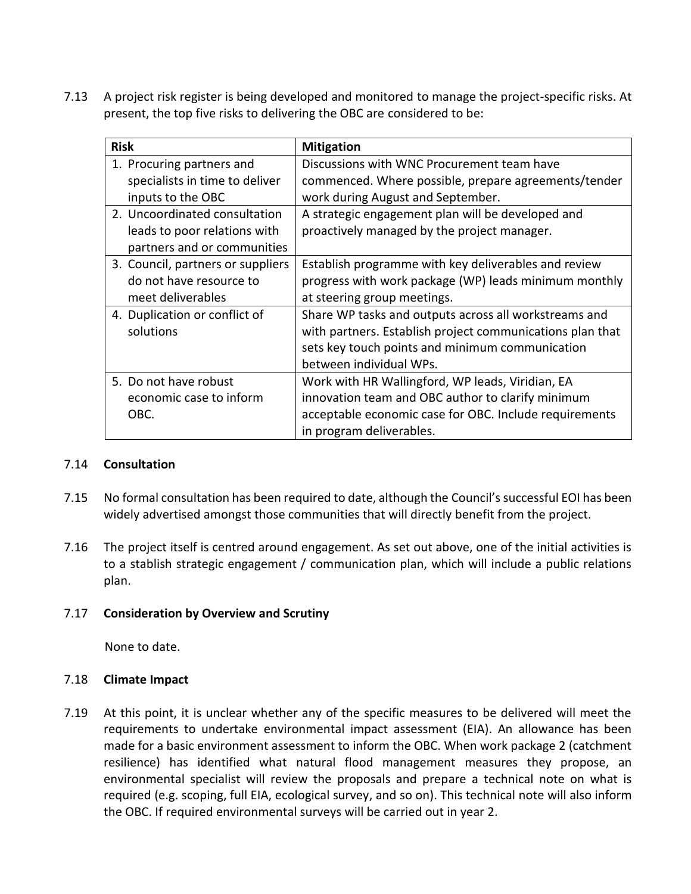7.13 A project risk register is being developed and monitored to manage the project-specific risks. At present, the top five risks to delivering the OBC are considered to be:

| Risk | Mitigation |
|---|---|
| 1. Procuring partners and specialists in time to deliver inputs to the OBC | Discussions with WNC Procurement team have commenced. Where possible, prepare agreements/tender work during August and September. |
| 2. Uncoordinated consultation leads to poor relations with partners and or communities | A strategic engagement plan will be developed and proactively managed by the project manager. |
| 3. Council, partners or suppliers do not have resource to meet deliverables | Establish programme with key deliverables and review progress with work package (WP) leads minimum monthly at steering group meetings. |
| 4. Duplication or conflict of solutions | Share WP tasks and outputs across all workstreams and with partners. Establish project communications plan that sets key touch points and minimum communication between individual WPs. |
| 5. Do not have robust economic case to inform OBC. | Work with HR Wallingford, WP leads, Viridian, EA innovation team and OBC author to clarify minimum acceptable economic case for OBC. Include requirements in program deliverables. |

7.14 **Consultation**

7.15 No formal consultation has been required to date, although the Council's successful EOI has been widely advertised amongst those communities that will directly benefit from the project.

7.16 The project itself is centred around engagement. As set out above, one of the initial activities is to a stablish strategic engagement / communication plan, which will include a public relations plan.

7.17 **Consideration by Overview and Scrutiny**

None to date.

7.18 **Climate Impact**

7.19 At this point, it is unclear whether any of the specific measures to be delivered will meet the requirements to undertake environmental impact assessment (EIA). An allowance has been made for a basic environment assessment to inform the OBC. When work package 2 (catchment resilience) has identified what natural flood management measures they propose, an environmental specialist will review the proposals and prepare a technical note on what is required (e.g. scoping, full EIA, ecological survey, and so on). This technical note will also inform the OBC. If required environmental surveys will be carried out in year 2.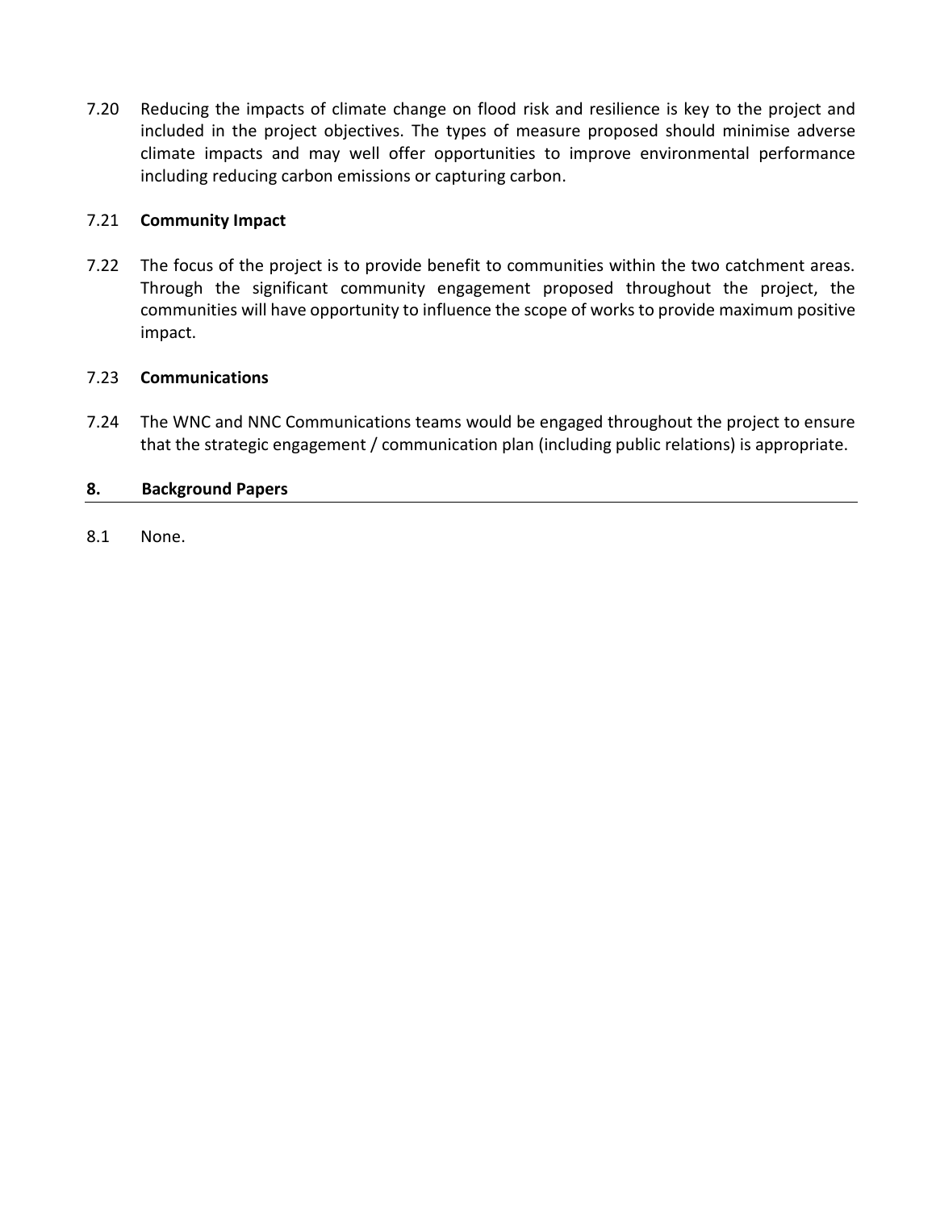7.20 Reducing the impacts of climate change on flood risk and resilience is key to the project and included in the project objectives. The types of measure proposed should minimise adverse climate impacts and may well offer opportunities to improve environmental performance including reducing carbon emissions or capturing carbon.

7.21 **Community Impact**

7.22 The focus of the project is to provide benefit to communities within the two catchment areas. Through the significant community engagement proposed throughout the project, the communities will have opportunity to influence the scope of works to provide maximum positive impact.

7.23 **Communications**

7.24 The WNC and NNC Communications teams would be engaged throughout the project to ensure that the strategic engagement / communication plan (including public relations) is appropriate.

## 8. Background Papers

8.1 None.